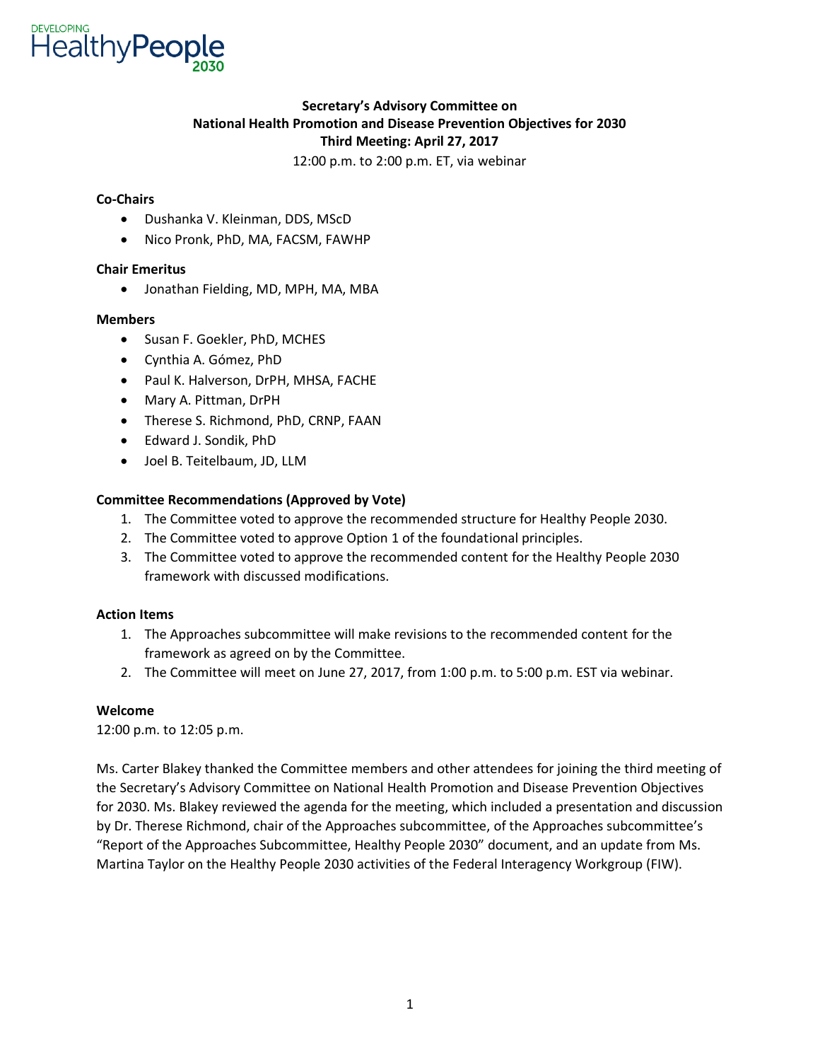DEVELOPING HealthyPeople 2030

**Secretary's Advisory Committee on**
**National Health Promotion and Disease Prevention Objectives for 2030**
**Third Meeting: April 27, 2017**
12:00 p.m. to 2:00 p.m. ET, via webinar

**Co-Chairs**

- Dushanka V. Kleinman, DDS, MScD
- Nico Pronk, PhD, MA, FACSM, FAWHP

**Chair Emeritus**

- Jonathan Fielding, MD, MPH, MA, MBA

**Members**

- Susan F. Goekler, PhD, MCHES
- Cynthia A. Gómez, PhD
- Paul K. Halverson, DrPH, MHSA, FACHE
- Mary A. Pittman, DrPH
- Therese S. Richmond, PhD, CRNP, FAAN
- Edward J. Sondik, PhD
- Joel B. Teitelbaum, JD, LLM

**Committee Recommendations (Approved by Vote)**

1. The Committee voted to approve the recommended structure for Healthy People 2030.
2. The Committee voted to approve Option 1 of the foundational principles.
3. The Committee voted to approve the recommended content for the Healthy People 2030 framework with discussed modifications.

**Action Items**

1. The Approaches subcommittee will make revisions to the recommended content for the framework as agreed on by the Committee.
2. The Committee will meet on June 27, 2017, from 1:00 p.m. to 5:00 p.m. EST via webinar.

**Welcome**
12:00 p.m. to 12:05 p.m.

Ms. Carter Blakey thanked the Committee members and other attendees for joining the third meeting of the Secretary's Advisory Committee on National Health Promotion and Disease Prevention Objectives for 2030. Ms. Blakey reviewed the agenda for the meeting, which included a presentation and discussion by Dr. Therese Richmond, chair of the Approaches subcommittee, of the Approaches subcommittee's "Report of the Approaches Subcommittee, Healthy People 2030" document, and an update from Ms. Martina Taylor on the Healthy People 2030 activities of the Federal Interagency Workgroup (FIW).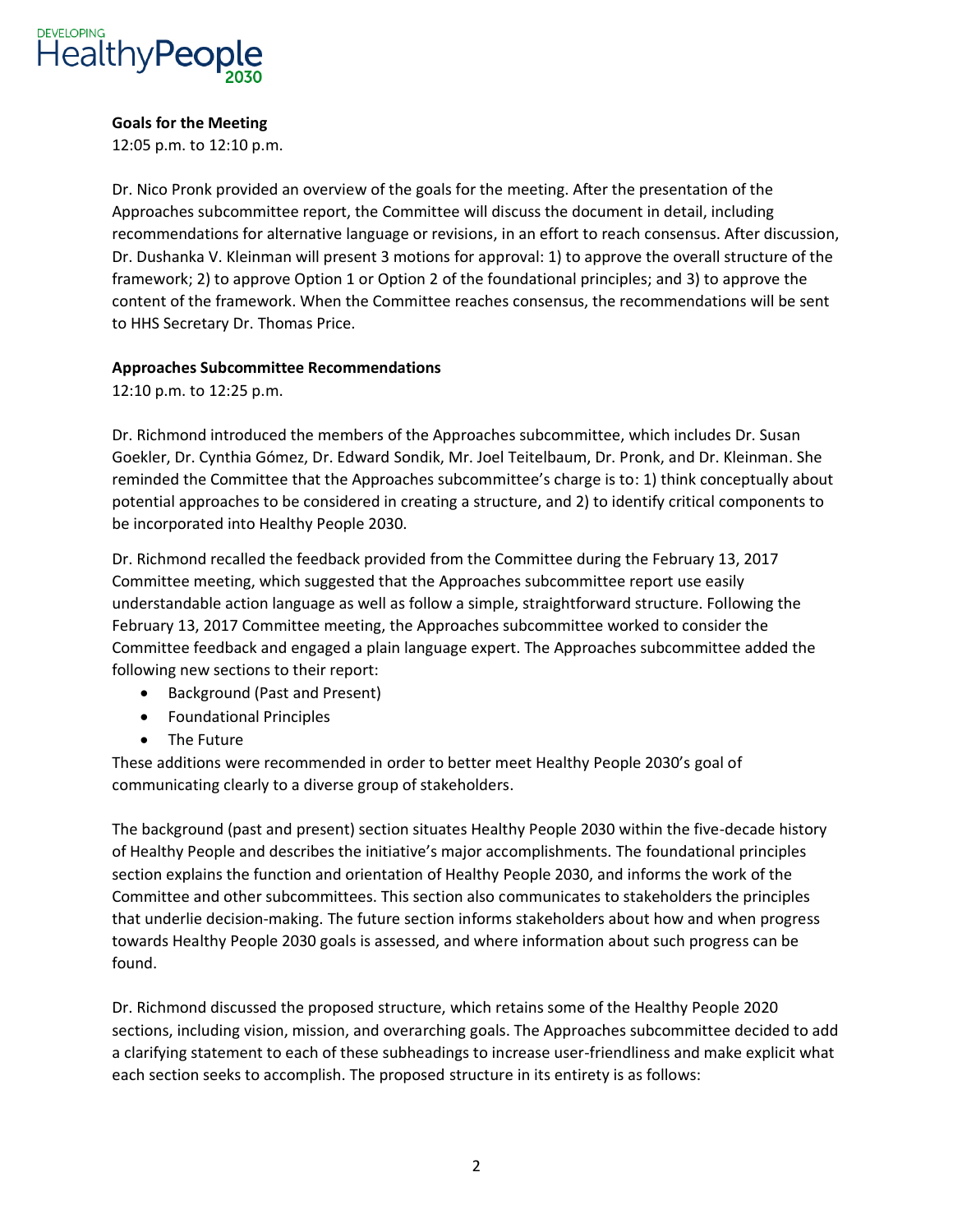**Goals for the Meeting**

12:05 p.m. to 12:10 p.m.

Dr. Nico Pronk provided an overview of the goals for the meeting. After the presentation of the Approaches subcommittee report, the Committee will discuss the document in detail, including recommendations for alternative language or revisions, in an effort to reach consensus. After discussion, Dr. Dushanka V. Kleinman will present 3 motions for approval: 1) to approve the overall structure of the framework; 2) to approve Option 1 or Option 2 of the foundational principles; and 3) to approve the content of the framework. When the Committee reaches consensus, the recommendations will be sent to HHS Secretary Dr. Thomas Price.

**Approaches Subcommittee Recommendations**

12:10 p.m. to 12:25 p.m.

Dr. Richmond introduced the members of the Approaches subcommittee, which includes Dr. Susan Goekler, Dr. Cynthia Gómez, Dr. Edward Sondik, Mr. Joel Teitelbaum, Dr. Pronk, and Dr. Kleinman. She reminded the Committee that the Approaches subcommittee's charge is to: 1) think conceptually about potential approaches to be considered in creating a structure, and 2) to identify critical components to be incorporated into Healthy People 2030.

Dr. Richmond recalled the feedback provided from the Committee during the February 13, 2017 Committee meeting, which suggested that the Approaches subcommittee report use easily understandable action language as well as follow a simple, straightforward structure. Following the February 13, 2017 Committee meeting, the Approaches subcommittee worked to consider the Committee feedback and engaged a plain language expert. The Approaches subcommittee added the following new sections to their report:

- Background (Past and Present)
- Foundational Principles
- The Future

These additions were recommended in order to better meet Healthy People 2030's goal of communicating clearly to a diverse group of stakeholders.

The background (past and present) section situates Healthy People 2030 within the five-decade history of Healthy People and describes the initiative's major accomplishments. The foundational principles section explains the function and orientation of Healthy People 2030, and informs the work of the Committee and other subcommittees. This section also communicates to stakeholders the principles that underlie decision-making. The future section informs stakeholders about how and when progress towards Healthy People 2030 goals is assessed, and where information about such progress can be found.

Dr. Richmond discussed the proposed structure, which retains some of the Healthy People 2020 sections, including vision, mission, and overarching goals. The Approaches subcommittee decided to add a clarifying statement to each of these subheadings to increase user-friendliness and make explicit what each section seeks to accomplish. The proposed structure in its entirety is as follows: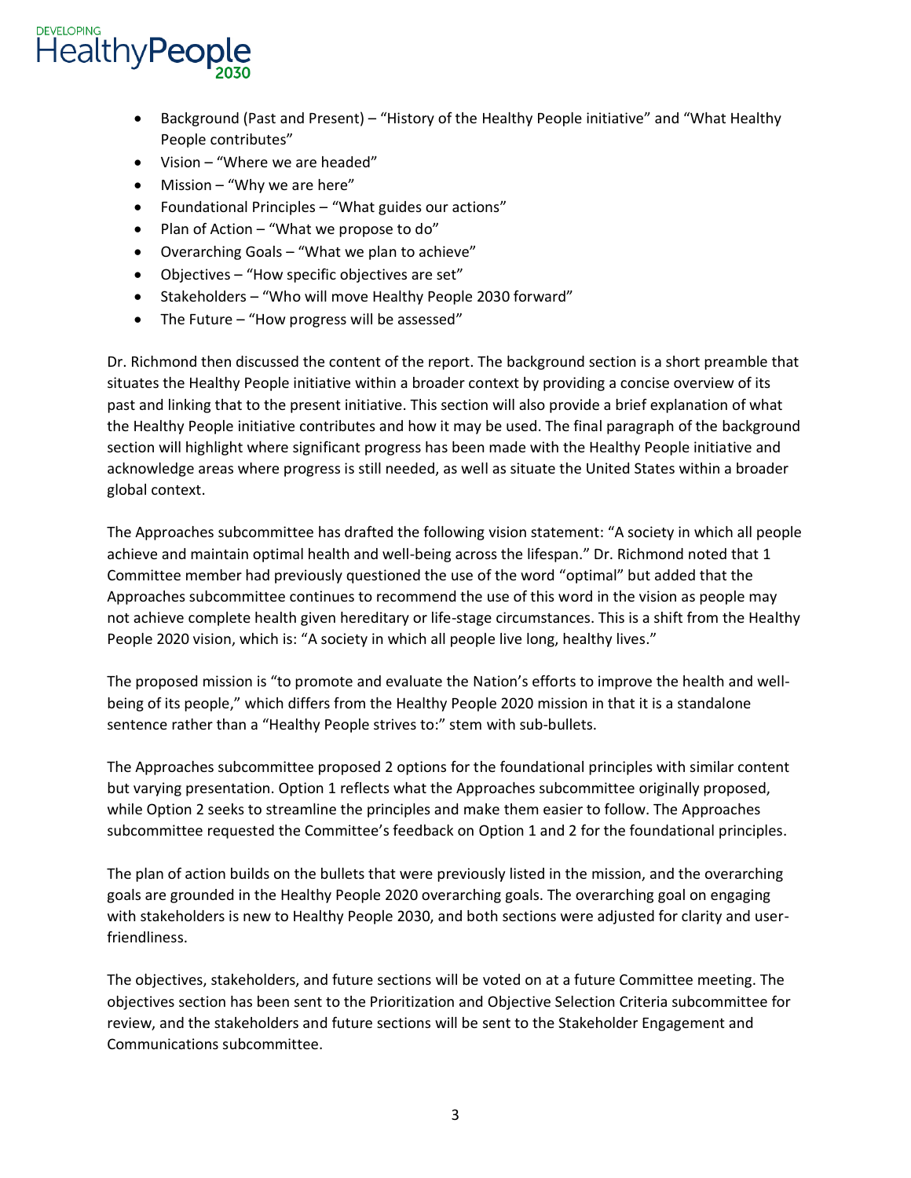- Background (Past and Present) – "History of the Healthy People initiative" and "What Healthy People contributes"
- Vision – "Where we are headed"
- Mission – "Why we are here"
- Foundational Principles – "What guides our actions"
- Plan of Action – "What we propose to do"
- Overarching Goals – "What we plan to achieve"
- Objectives – "How specific objectives are set"
- Stakeholders – "Who will move Healthy People 2030 forward"
- The Future – "How progress will be assessed"

Dr. Richmond then discussed the content of the report. The background section is a short preamble that situates the Healthy People initiative within a broader context by providing a concise overview of its past and linking that to the present initiative. This section will also provide a brief explanation of what the Healthy People initiative contributes and how it may be used. The final paragraph of the background section will highlight where significant progress has been made with the Healthy People initiative and acknowledge areas where progress is still needed, as well as situate the United States within a broader global context.

The Approaches subcommittee has drafted the following vision statement: "A society in which all people achieve and maintain optimal health and well-being across the lifespan." Dr. Richmond noted that 1 Committee member had previously questioned the use of the word "optimal" but added that the Approaches subcommittee continues to recommend the use of this word in the vision as people may not achieve complete health given hereditary or life-stage circumstances. This is a shift from the Healthy People 2020 vision, which is: "A society in which all people live long, healthy lives."

The proposed mission is "to promote and evaluate the Nation's efforts to improve the health and well-being of its people," which differs from the Healthy People 2020 mission in that it is a standalone sentence rather than a "Healthy People strives to:" stem with sub-bullets.

The Approaches subcommittee proposed 2 options for the foundational principles with similar content but varying presentation. Option 1 reflects what the Approaches subcommittee originally proposed, while Option 2 seeks to streamline the principles and make them easier to follow. The Approaches subcommittee requested the Committee's feedback on Option 1 and 2 for the foundational principles.

The plan of action builds on the bullets that were previously listed in the mission, and the overarching goals are grounded in the Healthy People 2020 overarching goals. The overarching goal on engaging with stakeholders is new to Healthy People 2030, and both sections were adjusted for clarity and user-friendliness.

The objectives, stakeholders, and future sections will be voted on at a future Committee meeting. The objectives section has been sent to the Prioritization and Objective Selection Criteria subcommittee for review, and the stakeholders and future sections will be sent to the Stakeholder Engagement and Communications subcommittee.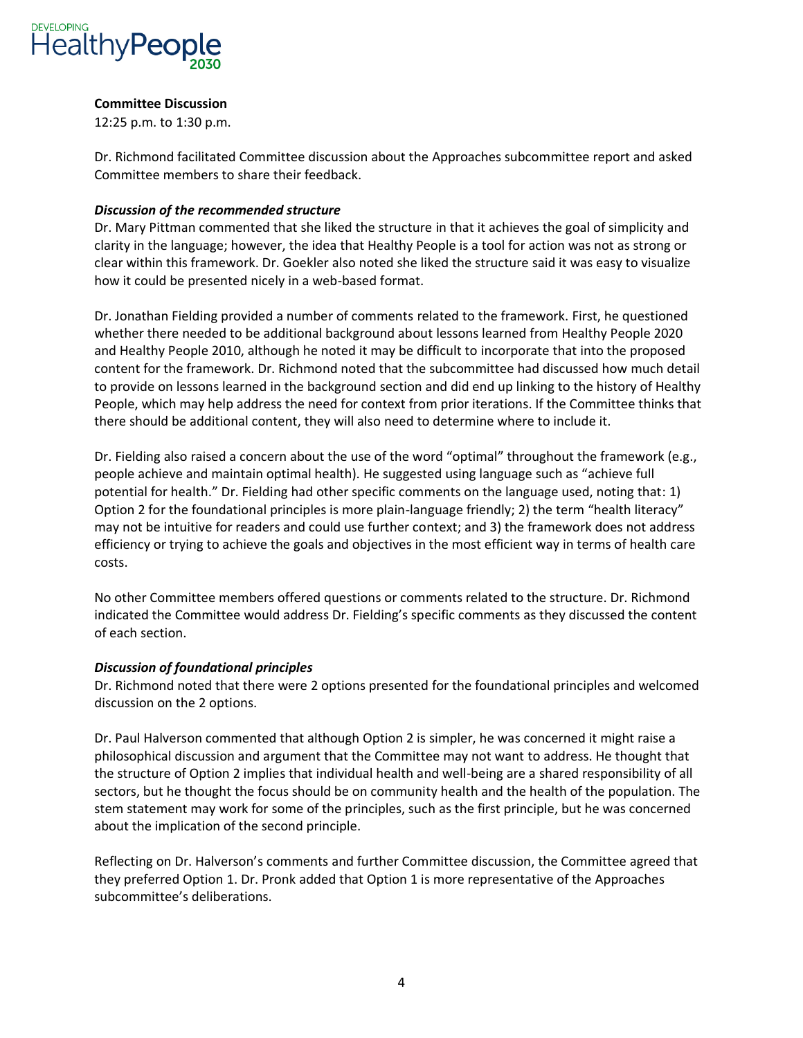**Committee Discussion**

12:25 p.m. to 1:30 p.m.

Dr. Richmond facilitated Committee discussion about the Approaches subcommittee report and asked Committee members to share their feedback.

***Discussion of the recommended structure***

Dr. Mary Pittman commented that she liked the structure in that it achieves the goal of simplicity and clarity in the language; however, the idea that Healthy People is a tool for action was not as strong or clear within this framework. Dr. Goekler also noted she liked the structure said it was easy to visualize how it could be presented nicely in a web-based format.

Dr. Jonathan Fielding provided a number of comments related to the framework. First, he questioned whether there needed to be additional background about lessons learned from Healthy People 2020 and Healthy People 2010, although he noted it may be difficult to incorporate that into the proposed content for the framework. Dr. Richmond noted that the subcommittee had discussed how much detail to provide on lessons learned in the background section and did end up linking to the history of Healthy People, which may help address the need for context from prior iterations. If the Committee thinks that there should be additional content, they will also need to determine where to include it.

Dr. Fielding also raised a concern about the use of the word "optimal" throughout the framework (e.g., people achieve and maintain optimal health). He suggested using language such as "achieve full potential for health." Dr. Fielding had other specific comments on the language used, noting that: 1) Option 2 for the foundational principles is more plain-language friendly; 2) the term "health literacy" may not be intuitive for readers and could use further context; and 3) the framework does not address efficiency or trying to achieve the goals and objectives in the most efficient way in terms of health care costs.

No other Committee members offered questions or comments related to the structure. Dr. Richmond indicated the Committee would address Dr. Fielding's specific comments as they discussed the content of each section.

***Discussion of foundational principles***

Dr. Richmond noted that there were 2 options presented for the foundational principles and welcomed discussion on the 2 options.

Dr. Paul Halverson commented that although Option 2 is simpler, he was concerned it might raise a philosophical discussion and argument that the Committee may not want to address. He thought that the structure of Option 2 implies that individual health and well-being are a shared responsibility of all sectors, but he thought the focus should be on community health and the health of the population. The stem statement may work for some of the principles, such as the first principle, but he was concerned about the implication of the second principle.

Reflecting on Dr. Halverson's comments and further Committee discussion, the Committee agreed that they preferred Option 1. Dr. Pronk added that Option 1 is more representative of the Approaches subcommittee's deliberations.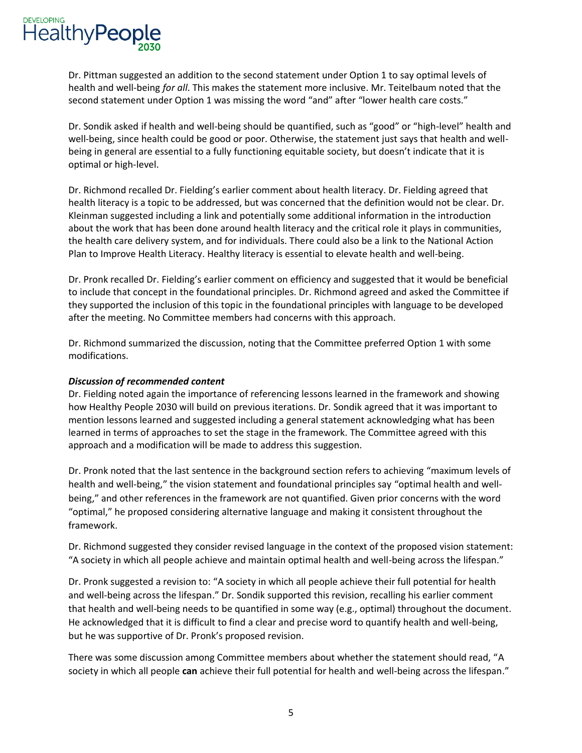Dr. Pittman suggested an addition to the second statement under Option 1 to say optimal levels of health and well-being *for all*. This makes the statement more inclusive. Mr. Teitelbaum noted that the second statement under Option 1 was missing the word "and" after "lower health care costs."

Dr. Sondik asked if health and well-being should be quantified, such as "good" or "high-level" health and well-being, since health could be good or poor. Otherwise, the statement just says that health and well-being in general are essential to a fully functioning equitable society, but doesn't indicate that it is optimal or high-level.

Dr. Richmond recalled Dr. Fielding's earlier comment about health literacy. Dr. Fielding agreed that health literacy is a topic to be addressed, but was concerned that the definition would not be clear. Dr. Kleinman suggested including a link and potentially some additional information in the introduction about the work that has been done around health literacy and the critical role it plays in communities, the health care delivery system, and for individuals. There could also be a link to the National Action Plan to Improve Health Literacy. Healthy literacy is essential to elevate health and well-being.

Dr. Pronk recalled Dr. Fielding's earlier comment on efficiency and suggested that it would be beneficial to include that concept in the foundational principles. Dr. Richmond agreed and asked the Committee if they supported the inclusion of this topic in the foundational principles with language to be developed after the meeting. No Committee members had concerns with this approach.

Dr. Richmond summarized the discussion, noting that the Committee preferred Option 1 with some modifications.

***Discussion of recommended content***

Dr. Fielding noted again the importance of referencing lessons learned in the framework and showing how Healthy People 2030 will build on previous iterations. Dr. Sondik agreed that it was important to mention lessons learned and suggested including a general statement acknowledging what has been learned in terms of approaches to set the stage in the framework. The Committee agreed with this approach and a modification will be made to address this suggestion.

Dr. Pronk noted that the last sentence in the background section refers to achieving "maximum levels of health and well-being," the vision statement and foundational principles say "optimal health and well-being," and other references in the framework are not quantified. Given prior concerns with the word "optimal," he proposed considering alternative language and making it consistent throughout the framework.

Dr. Richmond suggested they consider revised language in the context of the proposed vision statement: "A society in which all people achieve and maintain optimal health and well-being across the lifespan."

Dr. Pronk suggested a revision to: "A society in which all people achieve their full potential for health and well-being across the lifespan." Dr. Sondik supported this revision, recalling his earlier comment that health and well-being needs to be quantified in some way (e.g., optimal) throughout the document. He acknowledged that it is difficult to find a clear and precise word to quantify health and well-being, but he was supportive of Dr. Pronk's proposed revision.

There was some discussion among Committee members about whether the statement should read, "A society in which all people **can** achieve their full potential for health and well-being across the lifespan."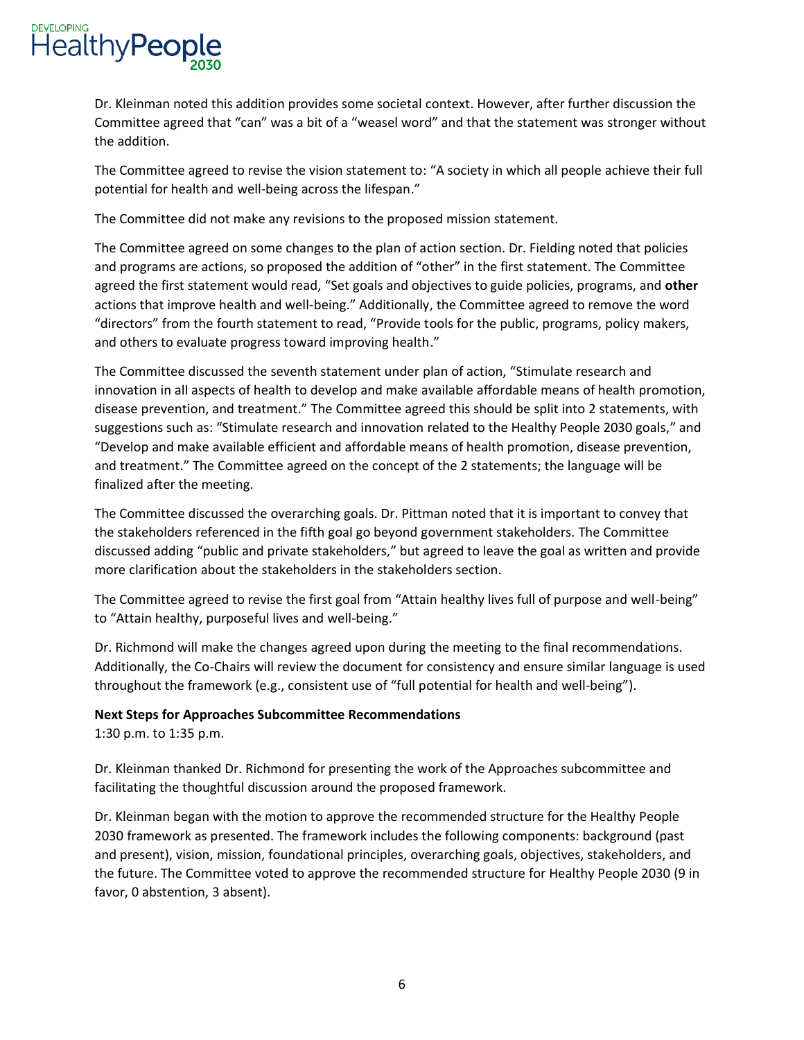Dr. Kleinman noted this addition provides some societal context. However, after further discussion the Committee agreed that "can" was a bit of a "weasel word" and that the statement was stronger without the addition.

The Committee agreed to revise the vision statement to: "A society in which all people achieve their full potential for health and well-being across the lifespan."

The Committee did not make any revisions to the proposed mission statement.

The Committee agreed on some changes to the plan of action section. Dr. Fielding noted that policies and programs are actions, so proposed the addition of "other" in the first statement. The Committee agreed the first statement would read, "Set goals and objectives to guide policies, programs, and **other** actions that improve health and well-being." Additionally, the Committee agreed to remove the word "directors" from the fourth statement to read, "Provide tools for the public, programs, policy makers, and others to evaluate progress toward improving health."

The Committee discussed the seventh statement under plan of action, "Stimulate research and innovation in all aspects of health to develop and make available affordable means of health promotion, disease prevention, and treatment." The Committee agreed this should be split into 2 statements, with suggestions such as: "Stimulate research and innovation related to the Healthy People 2030 goals," and "Develop and make available efficient and affordable means of health promotion, disease prevention, and treatment." The Committee agreed on the concept of the 2 statements; the language will be finalized after the meeting.

The Committee discussed the overarching goals. Dr. Pittman noted that it is important to convey that the stakeholders referenced in the fifth goal go beyond government stakeholders. The Committee discussed adding "public and private stakeholders," but agreed to leave the goal as written and provide more clarification about the stakeholders in the stakeholders section.

The Committee agreed to revise the first goal from "Attain healthy lives full of purpose and well-being" to "Attain healthy, purposeful lives and well-being."

Dr. Richmond will make the changes agreed upon during the meeting to the final recommendations. Additionally, the Co-Chairs will review the document for consistency and ensure similar language is used throughout the framework (e.g., consistent use of "full potential for health and well-being").

**Next Steps for Approaches Subcommittee Recommendations**
1:30 p.m. to 1:35 p.m.

Dr. Kleinman thanked Dr. Richmond for presenting the work of the Approaches subcommittee and facilitating the thoughtful discussion around the proposed framework.

Dr. Kleinman began with the motion to approve the recommended structure for the Healthy People 2030 framework as presented. The framework includes the following components: background (past and present), vision, mission, foundational principles, overarching goals, objectives, stakeholders, and the future. The Committee voted to approve the recommended structure for Healthy People 2030 (9 in favor, 0 abstention, 3 absent).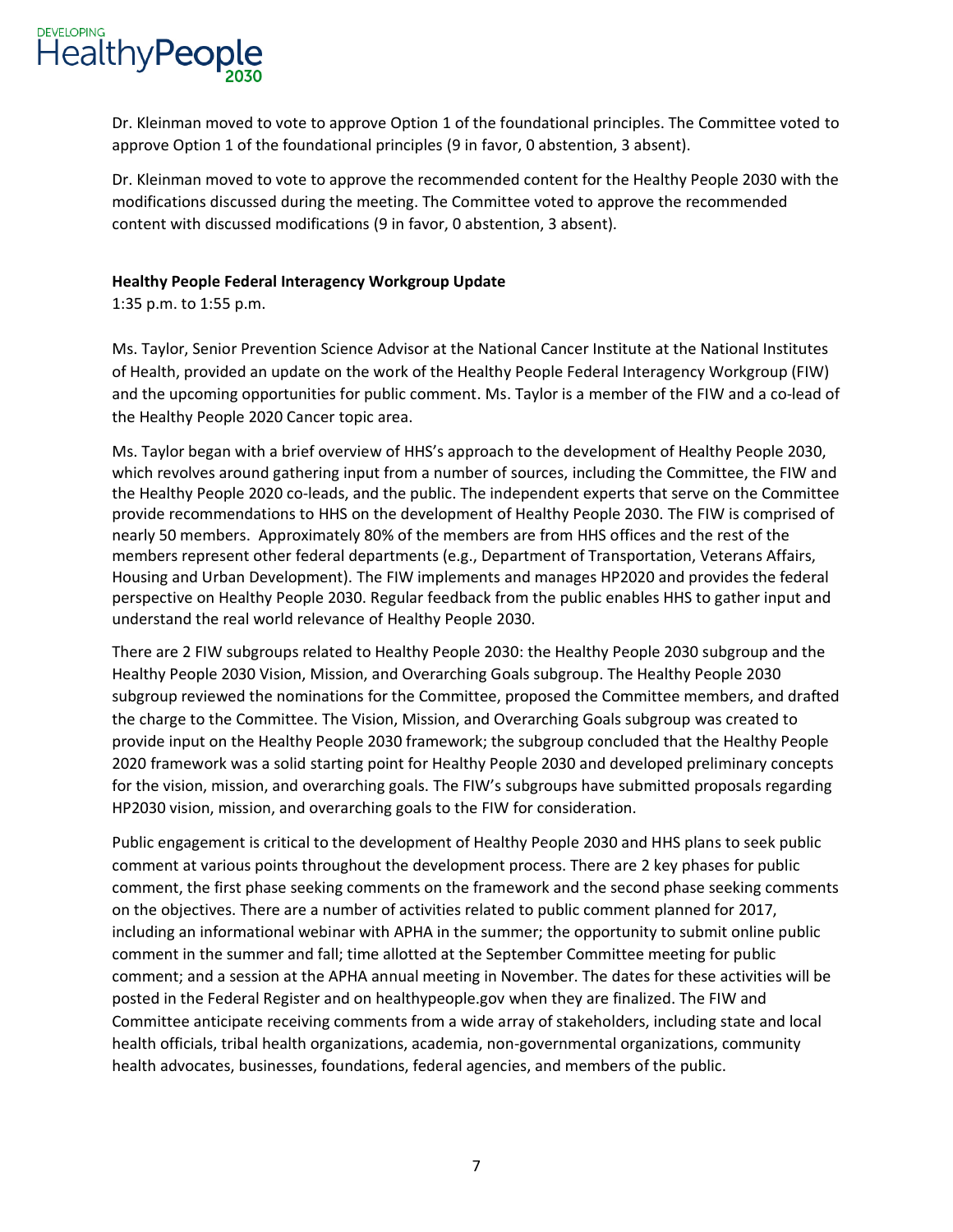Dr. Kleinman moved to vote to approve Option 1 of the foundational principles. The Committee voted to approve Option 1 of the foundational principles (9 in favor, 0 abstention, 3 absent).

Dr. Kleinman moved to vote to approve the recommended content for the Healthy People 2030 with the modifications discussed during the meeting. The Committee voted to approve the recommended content with discussed modifications (9 in favor, 0 abstention, 3 absent).

**Healthy People Federal Interagency Workgroup Update**
1:35 p.m. to 1:55 p.m.

Ms. Taylor, Senior Prevention Science Advisor at the National Cancer Institute at the National Institutes of Health, provided an update on the work of the Healthy People Federal Interagency Workgroup (FIW) and the upcoming opportunities for public comment. Ms. Taylor is a member of the FIW and a co-lead of the Healthy People 2020 Cancer topic area.

Ms. Taylor began with a brief overview of HHS's approach to the development of Healthy People 2030, which revolves around gathering input from a number of sources, including the Committee, the FIW and the Healthy People 2020 co-leads, and the public. The independent experts that serve on the Committee provide recommendations to HHS on the development of Healthy People 2030. The FIW is comprised of nearly 50 members. Approximately 80% of the members are from HHS offices and the rest of the members represent other federal departments (e.g., Department of Transportation, Veterans Affairs, Housing and Urban Development). The FIW implements and manages HP2020 and provides the federal perspective on Healthy People 2030. Regular feedback from the public enables HHS to gather input and understand the real world relevance of Healthy People 2030.

There are 2 FIW subgroups related to Healthy People 2030: the Healthy People 2030 subgroup and the Healthy People 2030 Vision, Mission, and Overarching Goals subgroup. The Healthy People 2030 subgroup reviewed the nominations for the Committee, proposed the Committee members, and drafted the charge to the Committee. The Vision, Mission, and Overarching Goals subgroup was created to provide input on the Healthy People 2030 framework; the subgroup concluded that the Healthy People 2020 framework was a solid starting point for Healthy People 2030 and developed preliminary concepts for the vision, mission, and overarching goals. The FIW's subgroups have submitted proposals regarding HP2030 vision, mission, and overarching goals to the FIW for consideration.

Public engagement is critical to the development of Healthy People 2030 and HHS plans to seek public comment at various points throughout the development process. There are 2 key phases for public comment, the first phase seeking comments on the framework and the second phase seeking comments on the objectives. There are a number of activities related to public comment planned for 2017, including an informational webinar with APHA in the summer; the opportunity to submit online public comment in the summer and fall; time allotted at the September Committee meeting for public comment; and a session at the APHA annual meeting in November. The dates for these activities will be posted in the Federal Register and on healthypeople.gov when they are finalized. The FIW and Committee anticipate receiving comments from a wide array of stakeholders, including state and local health officials, tribal health organizations, academia, non-governmental organizations, community health advocates, businesses, foundations, federal agencies, and members of the public.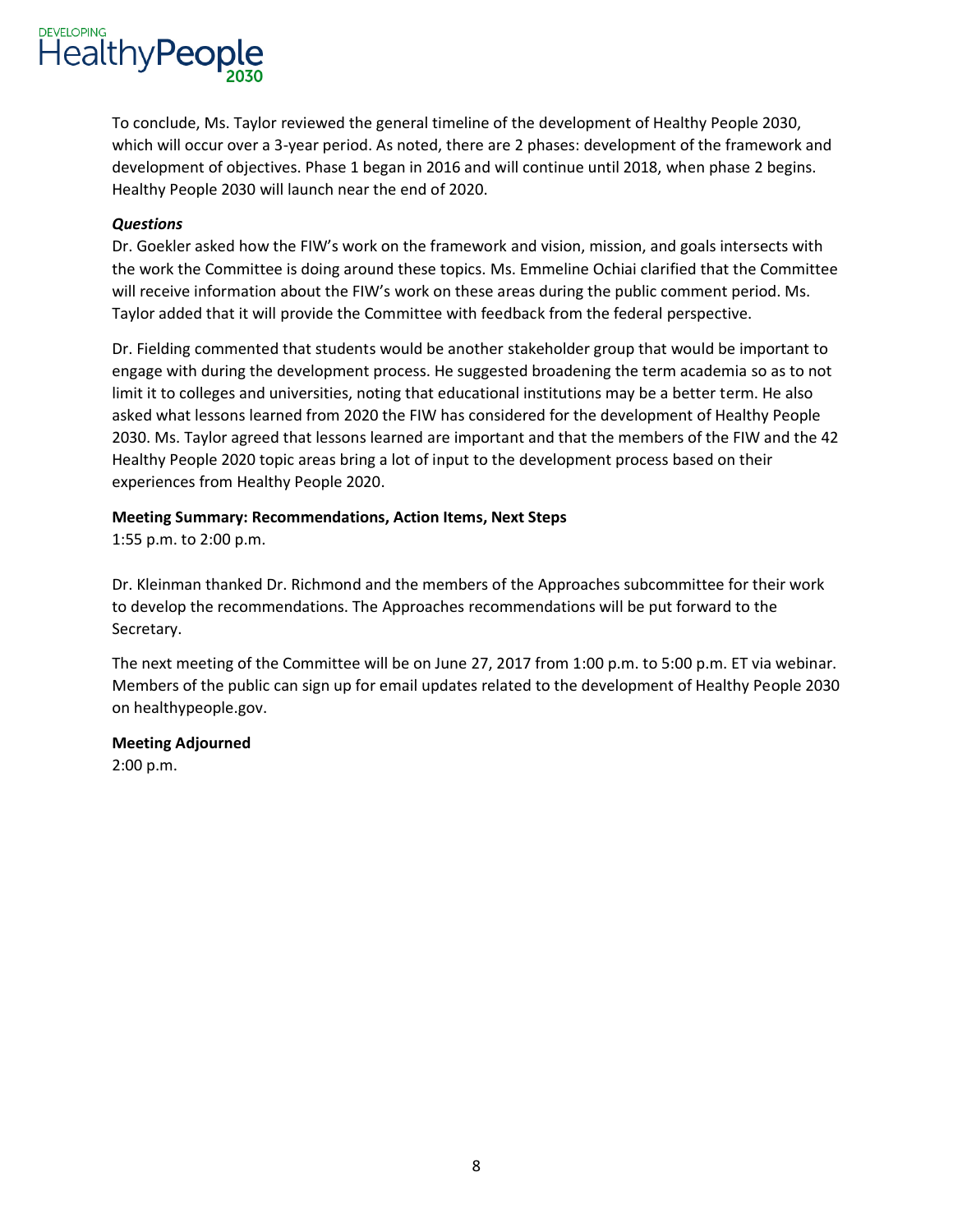To conclude, Ms. Taylor reviewed the general timeline of the development of Healthy People 2030, which will occur over a 3-year period. As noted, there are 2 phases: development of the framework and development of objectives. Phase 1 began in 2016 and will continue until 2018, when phase 2 begins. Healthy People 2030 will launch near the end of 2020.

***Questions***

Dr. Goekler asked how the FIW's work on the framework and vision, mission, and goals intersects with the work the Committee is doing around these topics. Ms. Emmeline Ochiai clarified that the Committee will receive information about the FIW's work on these areas during the public comment period. Ms. Taylor added that it will provide the Committee with feedback from the federal perspective.

Dr. Fielding commented that students would be another stakeholder group that would be important to engage with during the development process. He suggested broadening the term academia so as to not limit it to colleges and universities, noting that educational institutions may be a better term. He also asked what lessons learned from 2020 the FIW has considered for the development of Healthy People 2030. Ms. Taylor agreed that lessons learned are important and that the members of the FIW and the 42 Healthy People 2020 topic areas bring a lot of input to the development process based on their experiences from Healthy People 2020.

**Meeting Summary: Recommendations, Action Items, Next Steps**

1:55 p.m. to 2:00 p.m.

Dr. Kleinman thanked Dr. Richmond and the members of the Approaches subcommittee for their work to develop the recommendations. The Approaches recommendations will be put forward to the Secretary.

The next meeting of the Committee will be on June 27, 2017 from 1:00 p.m. to 5:00 p.m. ET via webinar. Members of the public can sign up for email updates related to the development of Healthy People 2030 on healthypeople.gov.

**Meeting Adjourned**

2:00 p.m.